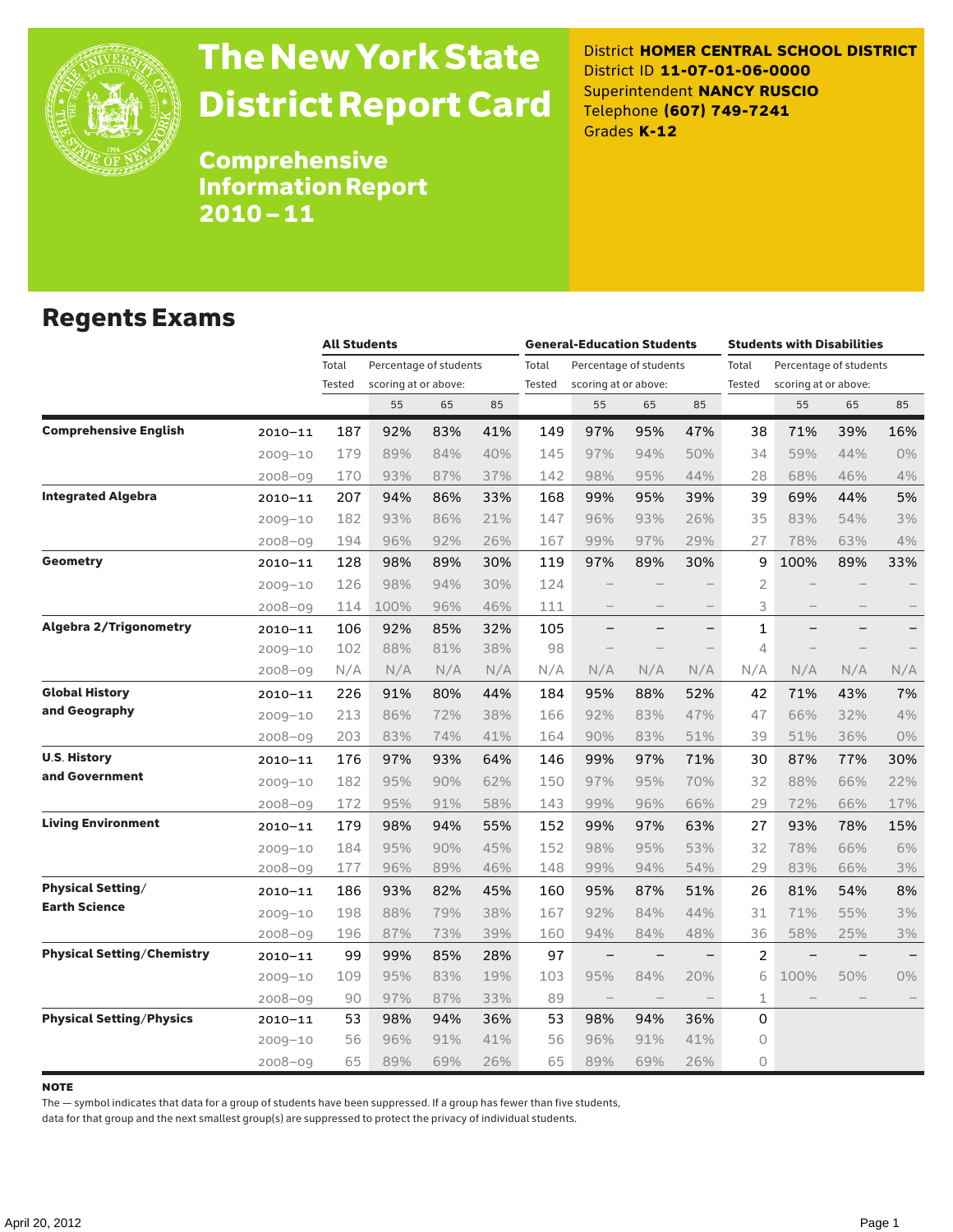# The New York State District Report Card

## Comprehensive Information Report 2010 – 11

District **HOMER CENTRAL SCHOOL DISTRICT**
District ID **11-07-01-06-0000**
Superintendent **NANCY RUSCIO**
Telephone **(607) 749-7241**
Grades **K-12**

## Regents Exams

| | | All Students | | | | General-Education Students | | | | Students with Disabilities | | | |
|---|---|---|---|---|---|---|---|---|---|---|---|---|---|
| | | Total Tested | Percentage of students scoring at or above: | | | Total Tested | Percentage of students scoring at or above: | | | Total Tested | Percentage of students scoring at or above: | | |
| | | | 55 | 65 | 85 | | 55 | 65 | 85 | | 55 | 65 | 85 |
| **Comprehensive English** | 2010–11 | 187 | 92% | 83% | 41% | 149 | 97% | 95% | 47% | 38 | 71% | 39% | 16% |
| | 2009–10 | 179 | 89% | 84% | 40% | 145 | 97% | 94% | 50% | 34 | 59% | 44% | 0% |
| | 2008–09 | 170 | 93% | 87% | 37% | 142 | 98% | 95% | 44% | 28 | 68% | 46% | 4% |
| **Integrated Algebra** | 2010–11 | 207 | 94% | 86% | 33% | 168 | 99% | 95% | 39% | 39 | 69% | 44% | 5% |
| | 2009–10 | 182 | 93% | 86% | 21% | 147 | 96% | 93% | 26% | 35 | 83% | 54% | 3% |
| | 2008–09 | 194 | 96% | 92% | 26% | 167 | 99% | 97% | 29% | 27 | 78% | 63% | 4% |
| **Geometry** | 2010–11 | 128 | 98% | 89% | 30% | 119 | 97% | 89% | 30% | 9 | 100% | 89% | 33% |
| | 2009–10 | 126 | 98% | 94% | 30% | 124 | – | – | – | 2 | – | – | – |
| | 2008–09 | 114 | 100% | 96% | 46% | 111 | – | – | – | 3 | – | – | – |
| **Algebra 2/Trigonometry** | 2010–11 | 106 | 92% | 85% | 32% | 105 | – | – | – | 1 | – | – | – |
| | 2009–10 | 102 | 88% | 81% | 38% | 98 | – | – | – | 4 | – | – | – |
| | 2008–09 | N/A | N/A | N/A | N/A | N/A | N/A | N/A | N/A | N/A | N/A | N/A | N/A |
| **Global History and Geography** | 2010–11 | 226 | 91% | 80% | 44% | 184 | 95% | 88% | 52% | 42 | 71% | 43% | 7% |
| | 2009–10 | 213 | 86% | 72% | 38% | 166 | 92% | 83% | 47% | 47 | 66% | 32% | 4% |
| | 2008–09 | 203 | 83% | 74% | 41% | 164 | 90% | 83% | 51% | 39 | 51% | 36% | 0% |
| **U.S. History and Government** | 2010–11 | 176 | 97% | 93% | 64% | 146 | 99% | 97% | 71% | 30 | 87% | 77% | 30% |
| | 2009–10 | 182 | 95% | 90% | 62% | 150 | 97% | 95% | 70% | 32 | 88% | 66% | 22% |
| | 2008–09 | 172 | 95% | 91% | 58% | 143 | 99% | 96% | 66% | 29 | 72% | 66% | 17% |
| **Living Environment** | 2010–11 | 179 | 98% | 94% | 55% | 152 | 99% | 97% | 63% | 27 | 93% | 78% | 15% |
| | 2009–10 | 184 | 95% | 90% | 45% | 152 | 98% | 95% | 53% | 32 | 78% | 66% | 6% |
| | 2008–09 | 177 | 96% | 89% | 46% | 148 | 99% | 94% | 54% | 29 | 83% | 66% | 3% |
| **Physical Setting/ Earth Science** | 2010–11 | 186 | 93% | 82% | 45% | 160 | 95% | 87% | 51% | 26 | 81% | 54% | 8% |
| | 2009–10 | 198 | 88% | 79% | 38% | 167 | 92% | 84% | 44% | 31 | 71% | 55% | 3% |
| | 2008–09 | 196 | 87% | 73% | 39% | 160 | 94% | 84% | 48% | 36 | 58% | 25% | 3% |
| **Physical Setting/Chemistry** | 2010–11 | 99 | 99% | 85% | 28% | 97 | – | – | – | 2 | – | – | – |
| | 2009–10 | 109 | 95% | 83% | 19% | 103 | 95% | 84% | 20% | 6 | 100% | 50% | 0% |
| | 2008–09 | 90 | 97% | 87% | 33% | 89 | – | – | – | 1 | – | – | – |
| **Physical Setting/Physics** | 2010–11 | 53 | 98% | 94% | 36% | 53 | 98% | 94% | 36% | 0 | | | |
| | 2009–10 | 56 | 96% | 91% | 41% | 56 | 96% | 91% | 41% | 0 | | | |
| | 2008–09 | 65 | 89% | 69% | 26% | 65 | 89% | 69% | 26% | 0 | | | |

**NOTE**

The — symbol indicates that data for a group of students have been suppressed. If a group has fewer than five students, data for that group and the next smallest group(s) are suppressed to protect the privacy of individual students.

April 20, 2012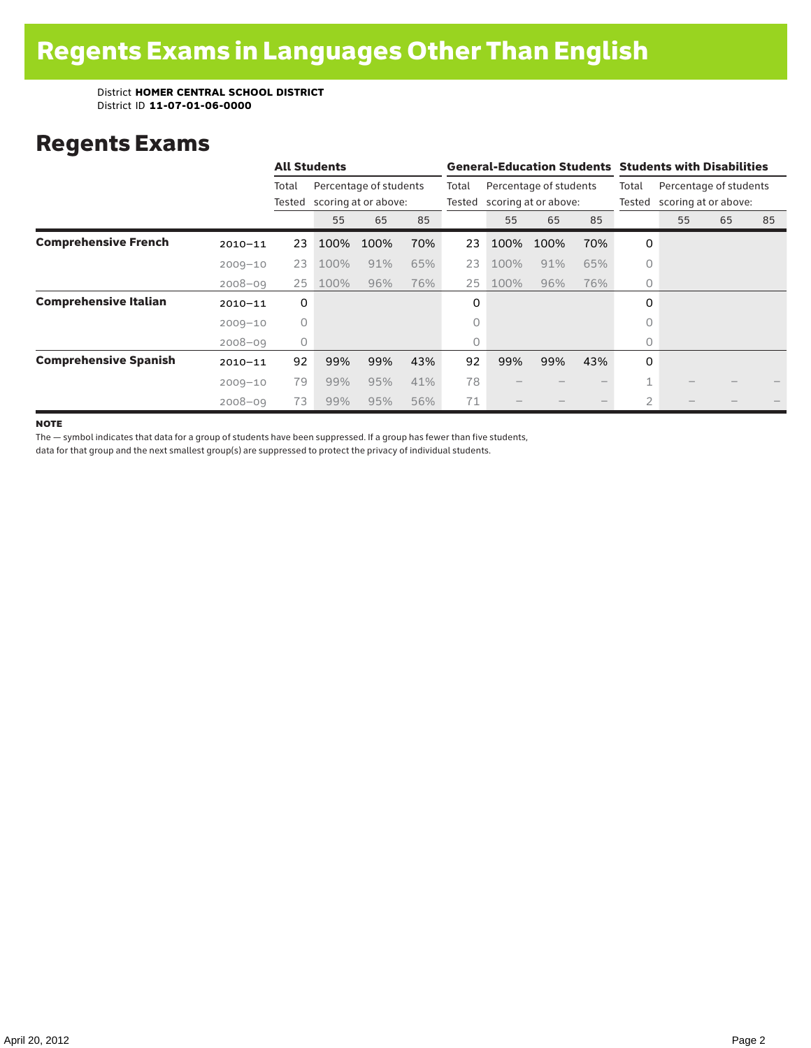# Regents Exams in Languages Other Than English

District **HOMER CENTRAL SCHOOL DISTRICT**
District ID **11-07-01-06-0000**

## Regents Exams

| | | All Students | | | | General-Education Students | | | | Students with Disabilities | | | |
|---|---|---|---|---|---|---|---|---|---|---|---|---|---|
| | | Total Tested | Percentage of students scoring at or above: | | | Total Tested | Percentage of students scoring at or above: | | | Total Tested | Percentage of students scoring at or above: | | |
| | | | 55 | 65 | 85 | | 55 | 65 | 85 | | 55 | 65 | 85 |
| **Comprehensive French** | 2010–11 | 23 | 100% | 100% | 70% | 23 | 100% | 100% | 70% | 0 | | | |
| | 2009–10 | 23 | 100% | 91% | 65% | 23 | 100% | 91% | 65% | 0 | | | |
| | 2008–09 | 25 | 100% | 96% | 76% | 25 | 100% | 96% | 76% | 0 | | | |
| **Comprehensive Italian** | 2010–11 | 0 | | | | 0 | | | | 0 | | | |
| | 2009–10 | 0 | | | | 0 | | | | 0 | | | |
| | 2008–09 | 0 | | | | 0 | | | | 0 | | | |
| **Comprehensive Spanish** | 2010–11 | 92 | 99% | 99% | 43% | 92 | 99% | 99% | 43% | 0 | | | |
| | 2009–10 | 79 | 99% | 95% | 41% | 78 | – | – | – | 1 | – | – | – |
| | 2008–09 | 73 | 99% | 95% | 56% | 71 | – | – | – | 2 | – | – | – |

**NOTE**

The — symbol indicates that data for a group of students have been suppressed. If a group has fewer than five students, data for that group and the next smallest group(s) are suppressed to protect the privacy of individual students.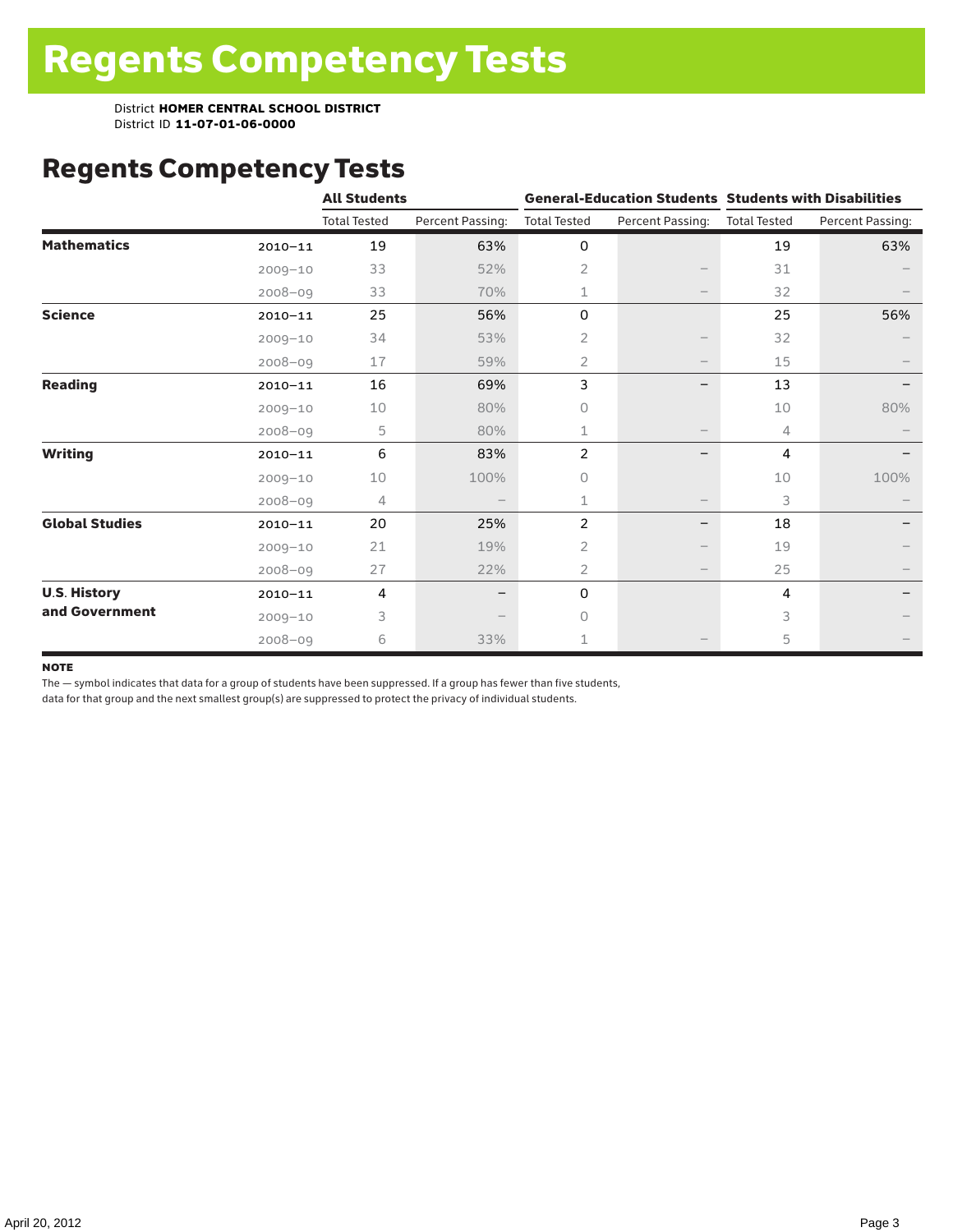# Regents Competency Tests

District **HOMER CENTRAL SCHOOL DISTRICT**
District ID **11-07-01-06-0000**

## Regents Competency Tests

| | | All Students | | General-Education Students | | Students with Disabilities | |
|---|---|---|---|---|---|---|---|
| | | Total Tested | Percent Passing: | Total Tested | Percent Passing: | Total Tested | Percent Passing: |
| **Mathematics** | 2010–11 | 19 | 63% | 0 | | 19 | 63% |
| | 2009–10 | 33 | 52% | 2 | – | 31 | – |
| | 2008–09 | 33 | 70% | 1 | – | 32 | – |
| **Science** | 2010–11 | 25 | 56% | 0 | | 25 | 56% |
| | 2009–10 | 34 | 53% | 2 | – | 32 | – |
| | 2008–09 | 17 | 59% | 2 | – | 15 | – |
| **Reading** | 2010–11 | 16 | 69% | 3 | – | 13 | – |
| | 2009–10 | 10 | 80% | 0 | | 10 | 80% |
| | 2008–09 | 5 | 80% | 1 | – | 4 | – |
| **Writing** | 2010–11 | 6 | 83% | 2 | – | 4 | – |
| | 2009–10 | 10 | 100% | 0 | | 10 | 100% |
| | 2008–09 | 4 | – | 1 | – | 3 | – |
| **Global Studies** | 2010–11 | 20 | 25% | 2 | – | 18 | – |
| | 2009–10 | 21 | 19% | 2 | – | 19 | – |
| | 2008–09 | 27 | 22% | 2 | – | 25 | – |
| **U.S. History and Government** | 2010–11 | 4 | – | 0 | | 4 | – |
| | 2009–10 | 3 | – | 0 | | 3 | – |
| | 2008–09 | 6 | 33% | 1 | – | 5 | – |

**NOTE**

The — symbol indicates that data for a group of students have been suppressed. If a group has fewer than five students, data for that group and the next smallest group(s) are suppressed to protect the privacy of individual students.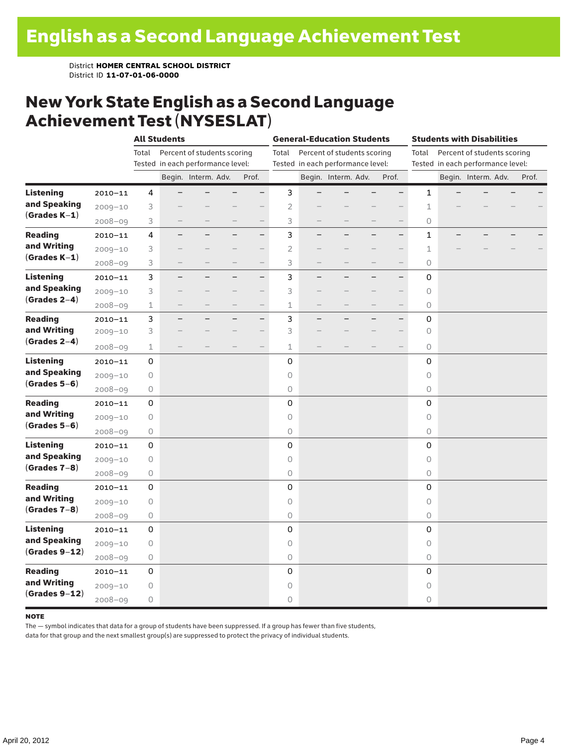# English as a Second Language Achievement Test

District **HOMER CENTRAL SCHOOL DISTRICT**
District ID **11-07-01-06-0000**

## New York State English as a Second Language Achievement Test (NYSESLAT)

| | | All Students | | | | | General-Education Students | | | | | Students with Disabilities | | | | |
|---|---|---|---|---|---|---|---|---|---|---|---|---|---|---|---|---|
| | | Total Tested | Percent of students scoring in each performance level: | | | | Total Tested | Percent of students scoring in each performance level: | | | | Total Tested | Percent of students scoring in each performance level: | | | |
| | | | Begin. | Interm. | Adv. | Prof. | | Begin. | Interm. | Adv. | Prof. | | Begin. | Interm. | Adv. | Prof. |
| **Listening and Speaking (Grades K–1)** | 2010–11 | 4 | – | – | – | – | 3 | – | – | – | – | 1 | – | – | – | – |
| | 2009–10 | 3 | – | – | – | – | 2 | – | – | – | – | 1 | – | – | – | – |
| | 2008–09 | 3 | – | – | – | – | 3 | – | – | – | – | 0 | | | | |
| **Reading and Writing (Grades K–1)** | 2010–11 | 4 | – | – | – | – | 3 | – | – | – | – | 1 | – | – | – | – |
| | 2009–10 | 3 | – | – | – | – | 2 | – | – | – | – | 1 | – | – | – | – |
| | 2008–09 | 3 | – | – | – | – | 3 | – | – | – | – | 0 | | | | |
| **Listening and Speaking (Grades 2–4)** | 2010–11 | 3 | – | – | – | – | 3 | – | – | – | – | 0 | | | | |
| | 2009–10 | 3 | – | – | – | – | 3 | – | – | – | – | 0 | | | | |
| | 2008–09 | 1 | – | – | – | – | 1 | – | – | – | – | 0 | | | | |
| **Reading and Writing (Grades 2–4)** | 2010–11 | 3 | – | – | – | – | 3 | – | – | – | – | 0 | | | | |
| | 2009–10 | 3 | – | – | – | – | 3 | – | – | – | – | 0 | | | | |
| | 2008–09 | 1 | – | – | – | – | 1 | – | – | – | – | 0 | | | | |
| **Listening and Speaking (Grades 5–6)** | 2010–11 | 0 | | | | | 0 | | | | | 0 | | | | |
| | 2009–10 | 0 | | | | | 0 | | | | | 0 | | | | |
| | 2008–09 | 0 | | | | | 0 | | | | | 0 | | | | |
| **Reading and Writing (Grades 5–6)** | 2010–11 | 0 | | | | | 0 | | | | | 0 | | | | |
| | 2009–10 | 0 | | | | | 0 | | | | | 0 | | | | |
| | 2008–09 | 0 | | | | | 0 | | | | | 0 | | | | |
| **Listening and Speaking (Grades 7–8)** | 2010–11 | 0 | | | | | 0 | | | | | 0 | | | | |
| | 2009–10 | 0 | | | | | 0 | | | | | 0 | | | | |
| | 2008–09 | 0 | | | | | 0 | | | | | 0 | | | | |
| **Reading and Writing (Grades 7–8)** | 2010–11 | 0 | | | | | 0 | | | | | 0 | | | | |
| | 2009–10 | 0 | | | | | 0 | | | | | 0 | | | | |
| | 2008–09 | 0 | | | | | 0 | | | | | 0 | | | | |
| **Listening and Speaking (Grades 9–12)** | 2010–11 | 0 | | | | | 0 | | | | | 0 | | | | |
| | 2009–10 | 0 | | | | | 0 | | | | | 0 | | | | |
| | 2008–09 | 0 | | | | | 0 | | | | | 0 | | | | |
| **Reading and Writing (Grades 9–12)** | 2010–11 | 0 | | | | | 0 | | | | | 0 | | | | |
| | 2009–10 | 0 | | | | | 0 | | | | | 0 | | | | |
| | 2008–09 | 0 | | | | | 0 | | | | | 0 | | | | |

**NOTE**

The — symbol indicates that data for a group of students have been suppressed. If a group has fewer than five students, data for that group and the next smallest group(s) are suppressed to protect the privacy of individual students.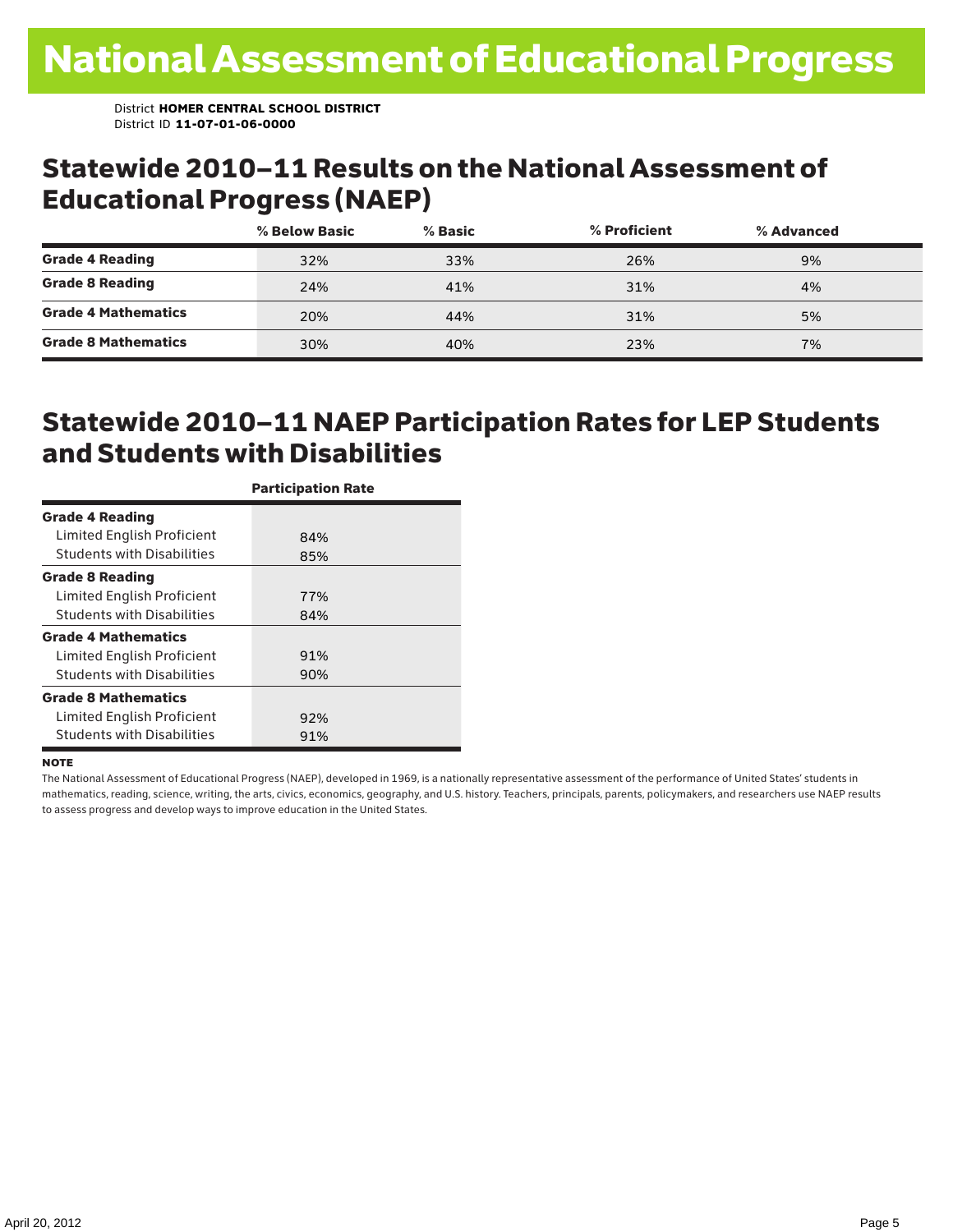# National Assessment of Educational Progress

District **HOMER CENTRAL SCHOOL DISTRICT**
District ID **11-07-01-06-0000**

## Statewide 2010–11 Results on the National Assessment of Educational Progress (NAEP)

| | % Below Basic | % Basic | % Proficient | % Advanced |
|---|---|---|---|---|
| **Grade 4 Reading** | 32% | 33% | 26% | 9% |
| **Grade 8 Reading** | 24% | 41% | 31% | 4% |
| **Grade 4 Mathematics** | 20% | 44% | 31% | 5% |
| **Grade 8 Mathematics** | 30% | 40% | 23% | 7% |

## Statewide 2010–11 NAEP Participation Rates for LEP Students and Students with Disabilities

| | Participation Rate |
|---|---|
| **Grade 4 Reading** | |
| Limited English Proficient | 84% |
| Students with Disabilities | 85% |
| **Grade 8 Reading** | |
| Limited English Proficient | 77% |
| Students with Disabilities | 84% |
| **Grade 4 Mathematics** | |
| Limited English Proficient | 91% |
| Students with Disabilities | 90% |
| **Grade 8 Mathematics** | |
| Limited English Proficient | 92% |
| Students with Disabilities | 91% |

**NOTE**

The National Assessment of Educational Progress (NAEP), developed in 1969, is a nationally representative assessment of the performance of United States' students in mathematics, reading, science, writing, the arts, civics, economics, geography, and U.S. history. Teachers, principals, parents, policymakers, and researchers use NAEP results to assess progress and develop ways to improve education in the United States.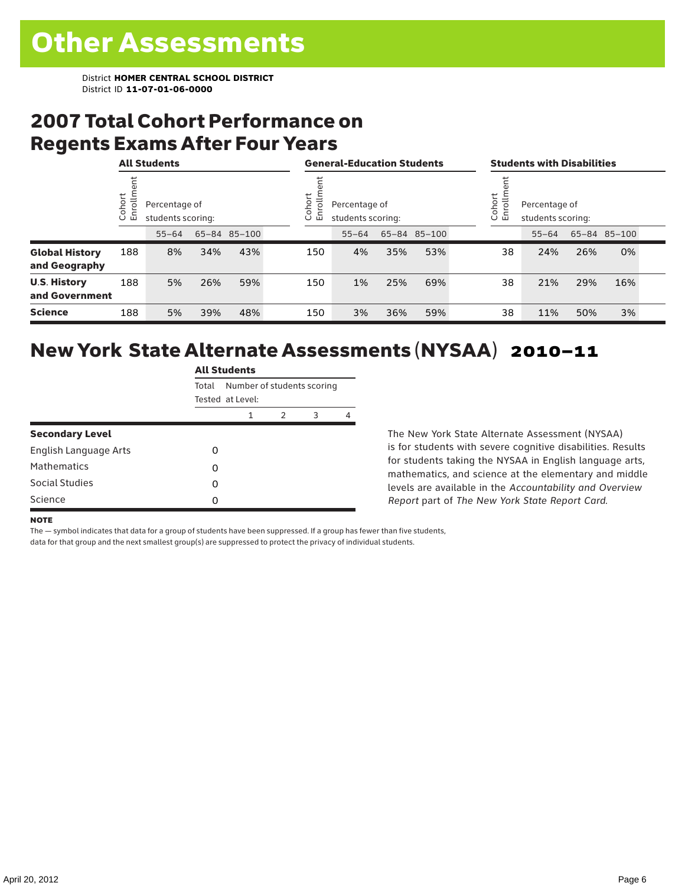# Other Assessments

District **HOMER CENTRAL SCHOOL DISTRICT**
District ID **11-07-01-06-0000**

## 2007 Total Cohort Performance on Regents Exams After Four Years

| | All Students | | | | General-Education Students | | | | Students with Disabilities | | | |
|---|---|---|---|---|---|---|---|---|---|---|---|---|
| | Cohort Enrollment | Percentage of students scoring: 55–64 | 65–84 | 85–100 | Cohort Enrollment | Percentage of students scoring: 55–64 | 65–84 | 85–100 | Cohort Enrollment | Percentage of students scoring: 55–64 | 65–84 | 85–100 |
| **Global History and Geography** | 188 | 8% | 34% | 43% | 150 | 4% | 35% | 53% | 38 | 24% | 26% | 0% |
| **U.S. History and Government** | 188 | 5% | 26% | 59% | 150 | 1% | 25% | 69% | 38 | 21% | 29% | 16% |
| **Science** | 188 | 5% | 39% | 48% | 150 | 3% | 36% | 59% | 38 | 11% | 50% | 3% |

## New York State Alternate Assessments (NYSAA) 2010–11

| | All Students | | | | |
|---|---|---|---|---|---|
| | Total Tested | Number of students scoring at Level: 1 | 2 | 3 | 4 |
| **Secondary Level** | | | | | |
| English Language Arts | 0 | | | | |
| Mathematics | 0 | | | | |
| Social Studies | 0 | | | | |
| Science | 0 | | | | |

The New York State Alternate Assessment (NYSAA) is for students with severe cognitive disabilities. Results for students taking the NYSAA in English language arts, mathematics, and science at the elementary and middle levels are available in the *Accountability and Overview Report* part of *The New York State Report Card*.

**NOTE**

The — symbol indicates that data for a group of students have been suppressed. If a group has fewer than five students, data for that group and the next smallest group(s) are suppressed to protect the privacy of individual students.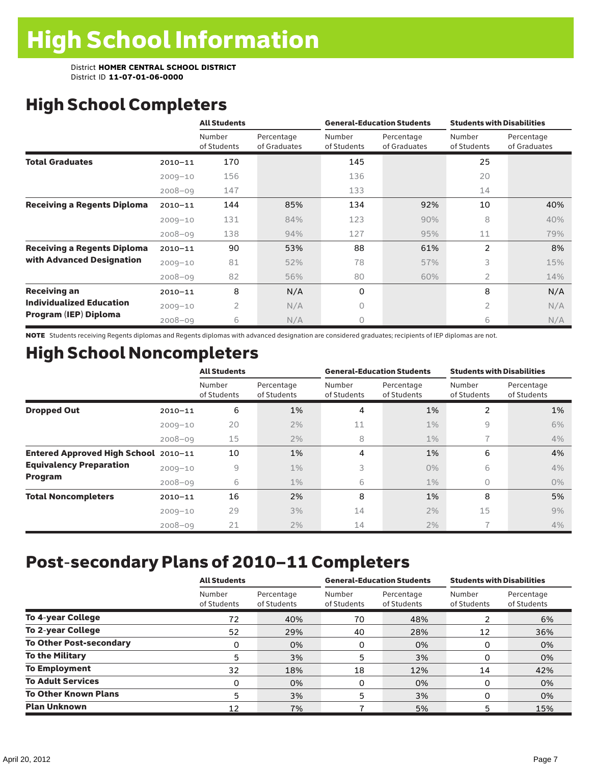#  High School Information

District **HOMER CENTRAL SCHOOL DISTRICT**
District ID **11-07-01-06-0000**

## High School Completers

| | | All Students | | General-Education Students | | Students with Disabilities | |
|---|---|---|---|---|---|---|---|
| | | Number of Students | Percentage of Graduates | Number of Students | Percentage of Graduates | Number of Students | Percentage of Graduates |
| **Total Graduates** | 2010–11 | 170 | | 145 | | 25 | |
| | 2009–10 | 156 | | 136 | | 20 | |
| | 2008–09 | 147 | | 133 | | 14 | |
| **Receiving a Regents Diploma** | 2010–11 | 144 | 85% | 134 | 92% | 10 | 40% |
| | 2009–10 | 131 | 84% | 123 | 90% | 8 | 40% |
| | 2008–09 | 138 | 94% | 127 | 95% | 11 | 79% |
| **Receiving a Regents Diploma with Advanced Designation** | 2010–11 | 90 | 53% | 88 | 61% | 2 | 8% |
| | 2009–10 | 81 | 52% | 78 | 57% | 3 | 15% |
| | 2008–09 | 82 | 56% | 80 | 60% | 2 | 14% |
| **Receiving an Individualized Education Program (IEP) Diploma** | 2010–11 | 8 | N/A | 0 | | 8 | N/A |
| | 2009–10 | 2 | N/A | 0 | | 2 | N/A |
| | 2008–09 | 6 | N/A | 0 | | 6 | N/A |

**NOTE** Students receiving Regents diplomas and Regents diplomas with advanced designation are considered graduates; recipients of IEP diplomas are not.

## High School Noncompleters

| | | All Students | | General-Education Students | | Students with Disabilities | |
|---|---|---|---|---|---|---|---|
| | | Number of Students | Percentage of Students | Number of Students | Percentage of Students | Number of Students | Percentage of Students |
| **Dropped Out** | 2010–11 | 6 | 1% | 4 | 1% | 2 | 1% |
| | 2009–10 | 20 | 2% | 11 | 1% | 9 | 6% |
| | 2008–09 | 15 | 2% | 8 | 1% | 7 | 4% |
| **Entered Approved High School Equivalency Preparation Program** | 2010–11 | 10 | 1% | 4 | 1% | 6 | 4% |
| | 2009–10 | 9 | 1% | 3 | 0% | 6 | 4% |
| | 2008–09 | 6 | 1% | 6 | 1% | 0 | 0% |
| **Total Noncompleters** | 2010–11 | 16 | 2% | 8 | 1% | 8 | 5% |
| | 2009–10 | 29 | 3% | 14 | 2% | 15 | 9% |
| | 2008–09 | 21 | 2% | 14 | 2% | 7 | 4% |

## Post-secondary Plans of 2010–11 Completers

| | All Students | | General-Education Students | | Students with Disabilities | |
|---|---|---|---|---|---|---|
| | Number of Students | Percentage of Students | Number of Students | Percentage of Students | Number of Students | Percentage of Students |
| **To 4-year College** | 72 | 40% | 70 | 48% | 2 | 6% |
| **To 2-year College** | 52 | 29% | 40 | 28% | 12 | 36% |
| **To Other Post-secondary** | 0 | 0% | 0 | 0% | 0 | 0% |
| **To the Military** | 5 | 3% | 5 | 3% | 0 | 0% |
| **To Employment** | 32 | 18% | 18 | 12% | 14 | 42% |
| **To Adult Services** | 0 | 0% | 0 | 0% | 0 | 0% |
| **To Other Known Plans** | 5 | 3% | 5 | 3% | 0 | 0% |
| **Plan Unknown** | 12 | 7% | 7 | 5% | 5 | 15% |

April 20, 2012